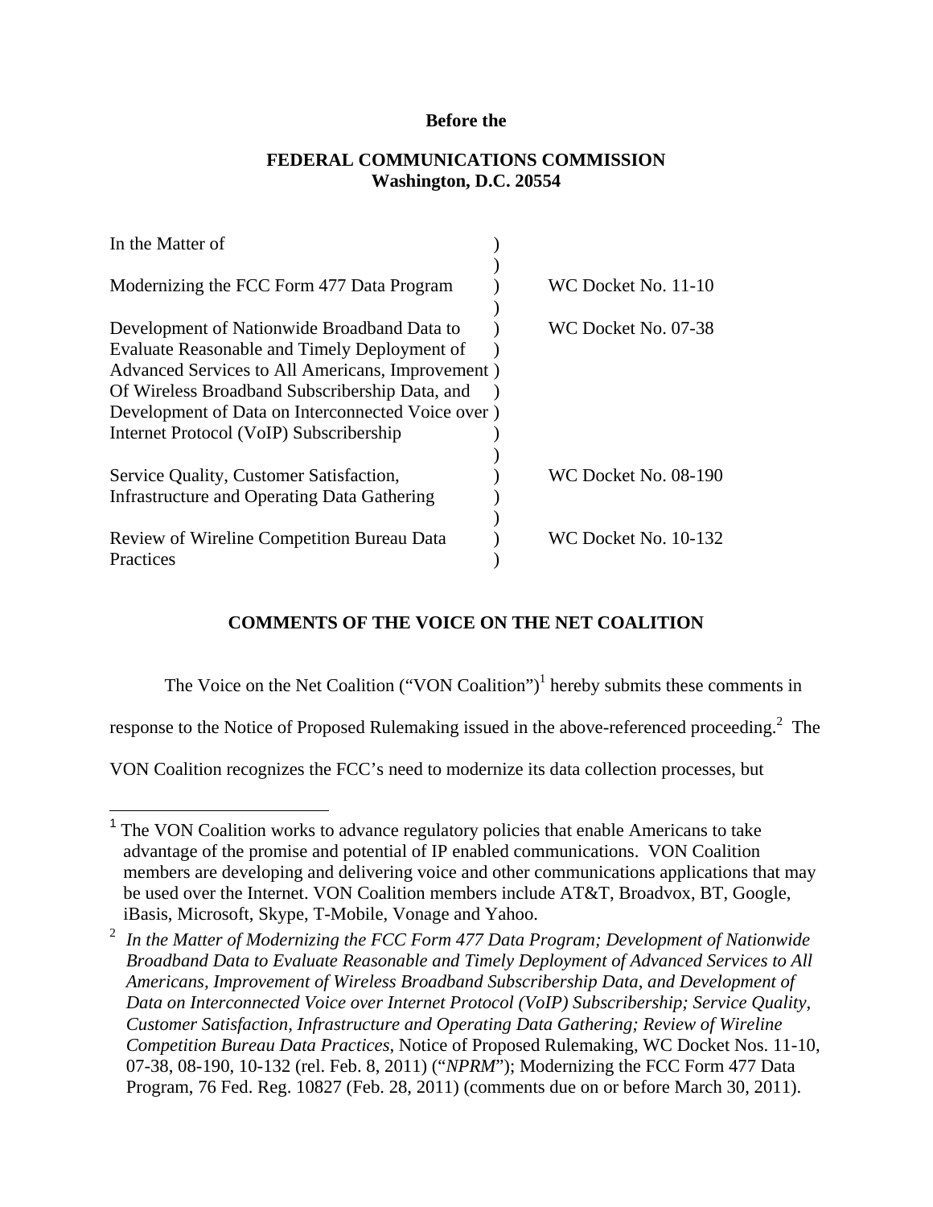**Before the**

**FEDERAL COMMUNICATIONS COMMISSION**
**Washington, D.C. 20554**

| In the Matter of | ) | |
|---|---|---|
| | ) | |
| Modernizing the FCC Form 477 Data Program | ) | WC Docket No. 11-10 |
| | ) | |
| Development of Nationwide Broadband Data to Evaluate Reasonable and Timely Deployment of Advanced Services to All Americans, Improvement Of Wireless Broadband Subscribership Data, and Development of Data on Interconnected Voice over Internet Protocol (VoIP) Subscribership | ) | WC Docket No. 07-38 |
| | ) | |
| Service Quality, Customer Satisfaction, Infrastructure and Operating Data Gathering | ) | WC Docket No. 08-190 |
| | ) | |
| Review of Wireline Competition Bureau Data Practices | ) | WC Docket No. 10-132 |

## COMMENTS OF THE VOICE ON THE NET COALITION

The Voice on the Net Coalition ("VON Coalition")[1] hereby submits these comments in response to the Notice of Proposed Rulemaking issued in the above-referenced proceeding.[2] The VON Coalition recognizes the FCC's need to modernize its data collection processes, but

---

[1] The VON Coalition works to advance regulatory policies that enable Americans to take advantage of the promise and potential of IP enabled communications. VON Coalition members are developing and delivering voice and other communications applications that may be used over the Internet. VON Coalition members include AT&T, Broadvox, BT, Google, iBasis, Microsoft, Skype, T-Mobile, Vonage and Yahoo.

[2] *In the Matter of Modernizing the FCC Form 477 Data Program; Development of Nationwide Broadband Data to Evaluate Reasonable and Timely Deployment of Advanced Services to All Americans, Improvement of Wireless Broadband Subscribership Data, and Development of Data on Interconnected Voice over Internet Protocol (VoIP) Subscribership; Service Quality, Customer Satisfaction, Infrastructure and Operating Data Gathering; Review of Wireline Competition Bureau Data Practices*, Notice of Proposed Rulemaking, WC Docket Nos. 11-10, 07-38, 08-190, 10-132 (rel. Feb. 8, 2011) ("*NPRM*"); Modernizing the FCC Form 477 Data Program, 76 Fed. Reg. 10827 (Feb. 28, 2011) (comments due on or before March 30, 2011).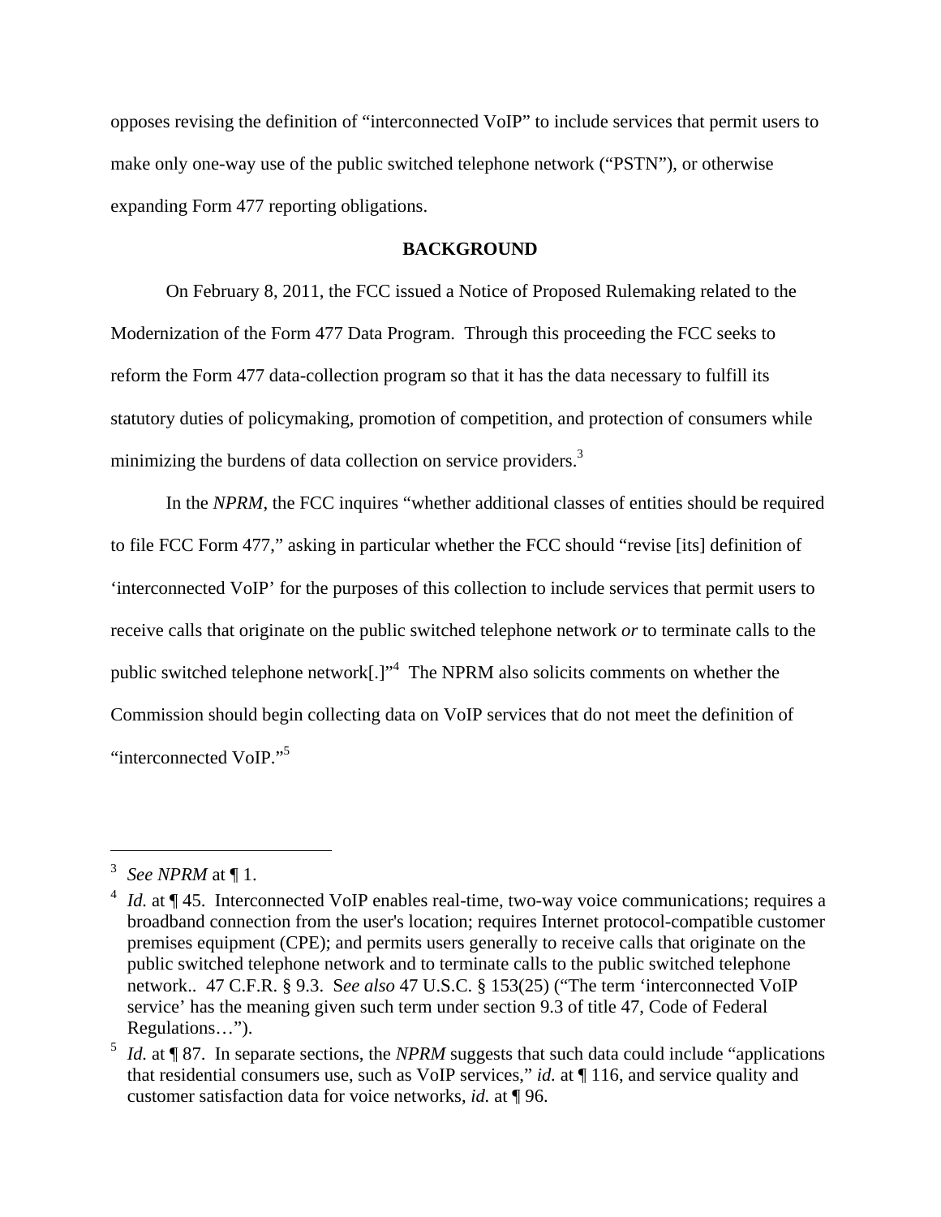opposes revising the definition of "interconnected VoIP" to include services that permit users to make only one-way use of the public switched telephone network ("PSTN"), or otherwise expanding Form 477 reporting obligations.

**BACKGROUND**

On February 8, 2011, the FCC issued a Notice of Proposed Rulemaking related to the Modernization of the Form 477 Data Program. Through this proceeding the FCC seeks to reform the Form 477 data-collection program so that it has the data necessary to fulfill its statutory duties of policymaking, promotion of competition, and protection of consumers while minimizing the burdens of data collection on service providers.[3]

In the *NPRM*, the FCC inquires "whether additional classes of entities should be required to file FCC Form 477," asking in particular whether the FCC should "revise [its] definition of 'interconnected VoIP' for the purposes of this collection to include services that permit users to receive calls that originate on the public switched telephone network *or* to terminate calls to the public switched telephone network[.]"[4] The NPRM also solicits comments on whether the Commission should begin collecting data on VoIP services that do not meet the definition of "interconnected VoIP."[5]

---

[3] *See NPRM* at ¶ 1.

[4] *Id.* at ¶ 45. Interconnected VoIP enables real-time, two-way voice communications; requires a broadband connection from the user's location; requires Internet protocol-compatible customer premises equipment (CPE); and permits users generally to receive calls that originate on the public switched telephone network and to terminate calls to the public switched telephone network.. 47 C.F.R. § 9.3. S*ee also* 47 U.S.C. § 153(25) ("The term 'interconnected VoIP service' has the meaning given such term under section 9.3 of title 47, Code of Federal Regulations…").

[5] *Id.* at ¶ 87. In separate sections, the *NPRM* suggests that such data could include "applications that residential consumers use, such as VoIP services," *id.* at ¶ 116, and service quality and customer satisfaction data for voice networks, *id.* at ¶ 96.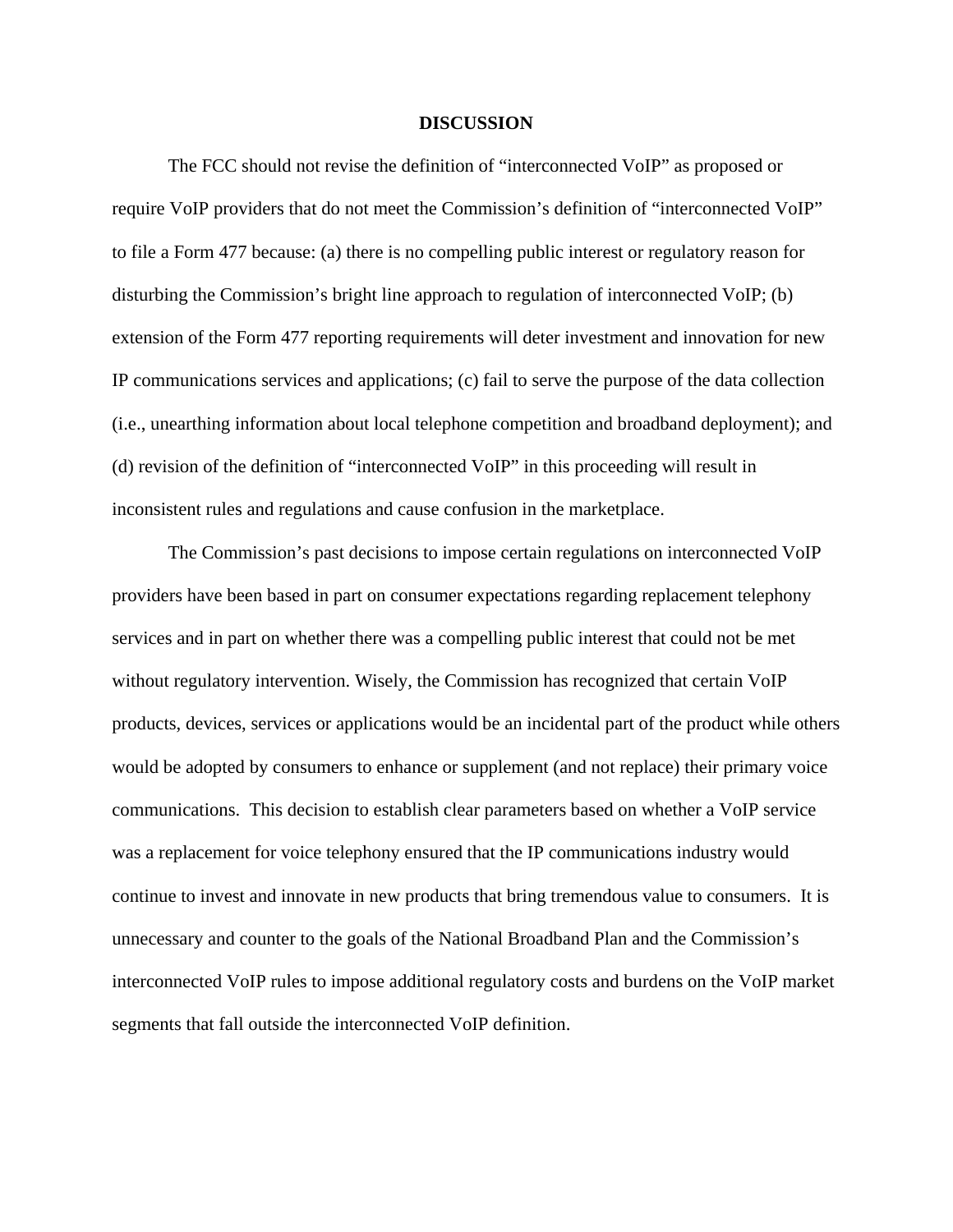## DISCUSSION

The FCC should not revise the definition of "interconnected VoIP" as proposed or require VoIP providers that do not meet the Commission's definition of "interconnected VoIP" to file a Form 477 because: (a) there is no compelling public interest or regulatory reason for disturbing the Commission's bright line approach to regulation of interconnected VoIP; (b) extension of the Form 477 reporting requirements will deter investment and innovation for new IP communications services and applications; (c) fail to serve the purpose of the data collection (i.e., unearthing information about local telephone competition and broadband deployment); and (d) revision of the definition of "interconnected VoIP" in this proceeding will result in inconsistent rules and regulations and cause confusion in the marketplace.

The Commission's past decisions to impose certain regulations on interconnected VoIP providers have been based in part on consumer expectations regarding replacement telephony services and in part on whether there was a compelling public interest that could not be met without regulatory intervention. Wisely, the Commission has recognized that certain VoIP products, devices, services or applications would be an incidental part of the product while others would be adopted by consumers to enhance or supplement (and not replace) their primary voice communications. This decision to establish clear parameters based on whether a VoIP service was a replacement for voice telephony ensured that the IP communications industry would continue to invest and innovate in new products that bring tremendous value to consumers. It is unnecessary and counter to the goals of the National Broadband Plan and the Commission's interconnected VoIP rules to impose additional regulatory costs and burdens on the VoIP market segments that fall outside the interconnected VoIP definition.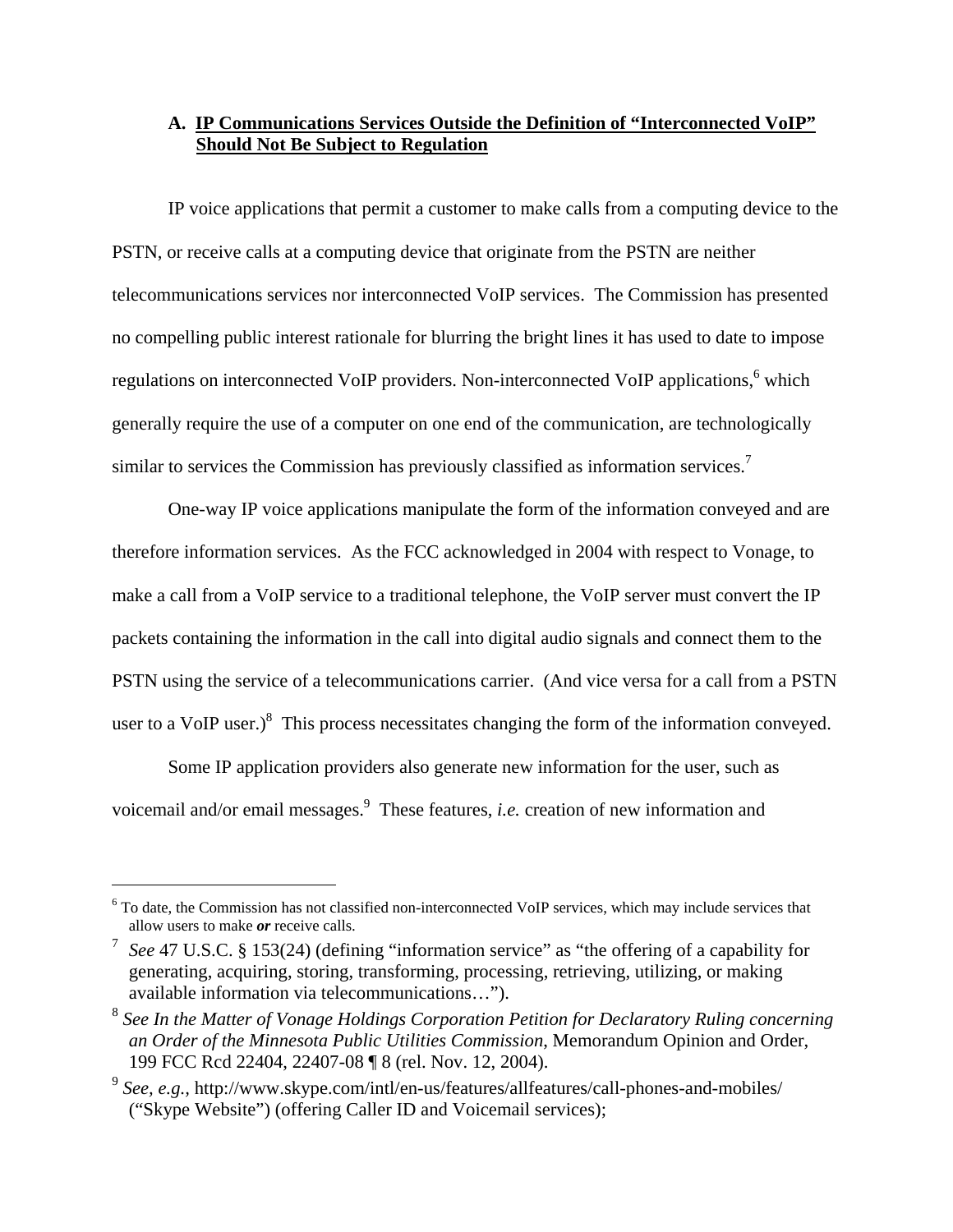### A. IP Communications Services Outside the Definition of "Interconnected VoIP" Should Not Be Subject to Regulation

IP voice applications that permit a customer to make calls from a computing device to the PSTN, or receive calls at a computing device that originate from the PSTN are neither telecommunications services nor interconnected VoIP services. The Commission has presented no compelling public interest rationale for blurring the bright lines it has used to date to impose regulations on interconnected VoIP providers. Non-interconnected VoIP applications,[6] which generally require the use of a computer on one end of the communication, are technologically similar to services the Commission has previously classified as information services.[7]

One-way IP voice applications manipulate the form of the information conveyed and are therefore information services. As the FCC acknowledged in 2004 with respect to Vonage, to make a call from a VoIP service to a traditional telephone, the VoIP server must convert the IP packets containing the information in the call into digital audio signals and connect them to the PSTN using the service of a telecommunications carrier. (And vice versa for a call from a PSTN user to a VoIP user.)[8] This process necessitates changing the form of the information conveyed.

Some IP application providers also generate new information for the user, such as voicemail and/or email messages.[9] These features, *i.e.* creation of new information and

---

[6] To date, the Commission has not classified non-interconnected VoIP services, which may include services that allow users to make ***or*** receive calls.

[7] *See* 47 U.S.C. § 153(24) (defining "information service" as "the offering of a capability for generating, acquiring, storing, transforming, processing, retrieving, utilizing, or making available information via telecommunications…").

[8] *See In the Matter of Vonage Holdings Corporation Petition for Declaratory Ruling concerning an Order of the Minnesota Public Utilities Commission*, Memorandum Opinion and Order, 199 FCC Rcd 22404, 22407-08 ¶ 8 (rel. Nov. 12, 2004).

[9] *See, e.g.,* http://www.skype.com/intl/en-us/features/allfeatures/call-phones-and-mobiles/ ("Skype Website") (offering Caller ID and Voicemail services);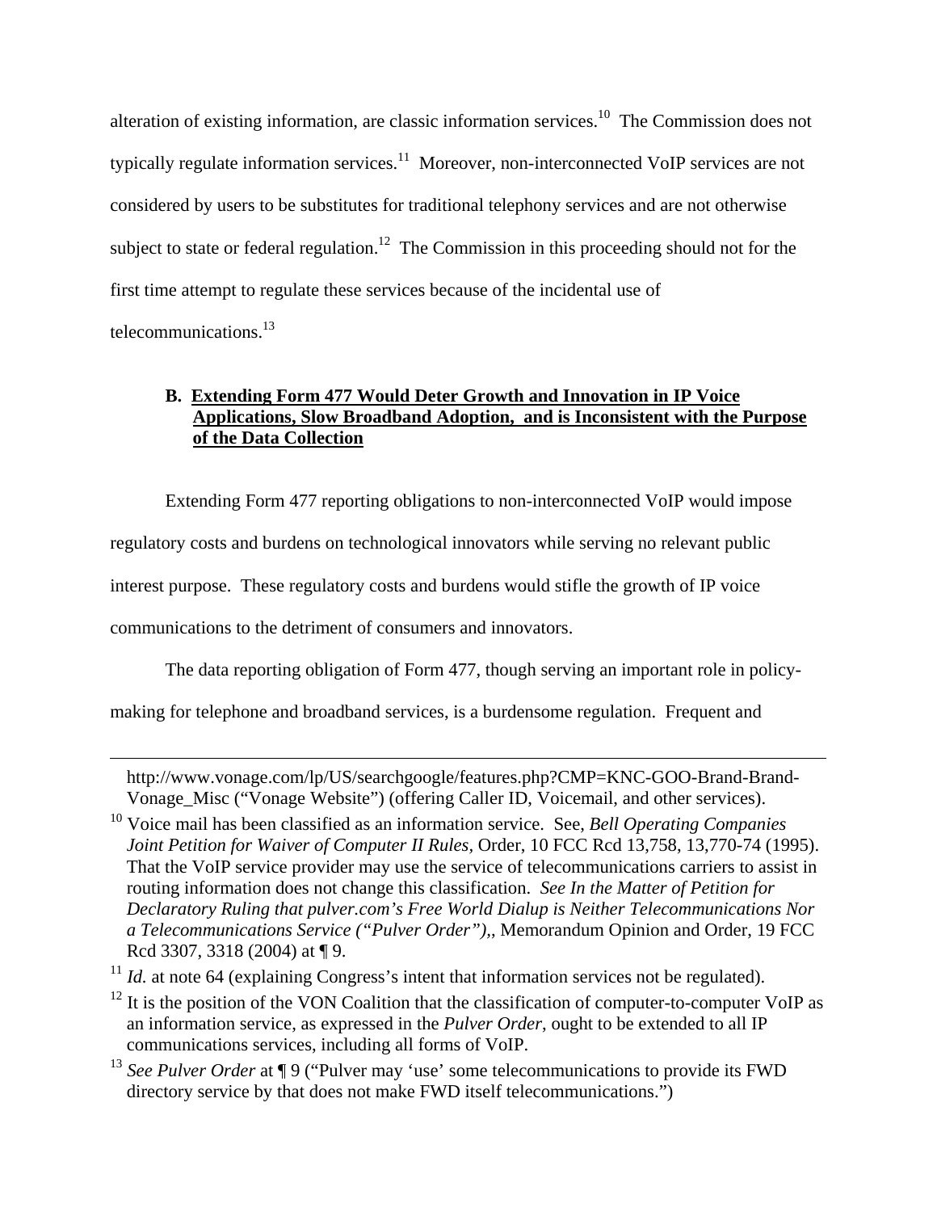alteration of existing information, are classic information services.[10] The Commission does not typically regulate information services.[11] Moreover, non-interconnected VoIP services are not considered by users to be substitutes for traditional telephony services and are not otherwise subject to state or federal regulation.[12] The Commission in this proceeding should not for the first time attempt to regulate these services because of the incidental use of telecommunications.[13]

### B. Extending Form 477 Would Deter Growth and Innovation in IP Voice Applications, Slow Broadband Adoption, and is Inconsistent with the Purpose of the Data Collection

Extending Form 477 reporting obligations to non-interconnected VoIP would impose regulatory costs and burdens on technological innovators while serving no relevant public interest purpose. These regulatory costs and burdens would stifle the growth of IP voice communications to the detriment of consumers and innovators.

The data reporting obligation of Form 477, though serving an important role in policy-making for telephone and broadband services, is a burdensome regulation. Frequent and

---

http://www.vonage.com/lp/US/searchgoogle/features.php?CMP=KNC-GOO-Brand-Brand-Vonage_Misc ("Vonage Website") (offering Caller ID, Voicemail, and other services).

[10] Voice mail has been classified as an information service. See, *Bell Operating Companies Joint Petition for Waiver of Computer II Rules*, Order, 10 FCC Rcd 13,758, 13,770-74 (1995). That the VoIP service provider may use the service of telecommunications carriers to assist in routing information does not change this classification. *See In the Matter of Petition for Declaratory Ruling that pulver.com's Free World Dialup is Neither Telecommunications Nor a Telecommunications Service ("Pulver Order")*,, Memorandum Opinion and Order, 19 FCC Rcd 3307, 3318 (2004) at ¶ 9.

[11] *Id.* at note 64 (explaining Congress's intent that information services not be regulated).

[12] It is the position of the VON Coalition that the classification of computer-to-computer VoIP as an information service, as expressed in the *Pulver Order*, ought to be extended to all IP communications services, including all forms of VoIP.

[13] *See Pulver Order* at ¶ 9 ("Pulver may 'use' some telecommunications to provide its FWD directory service by that does not make FWD itself telecommunications.")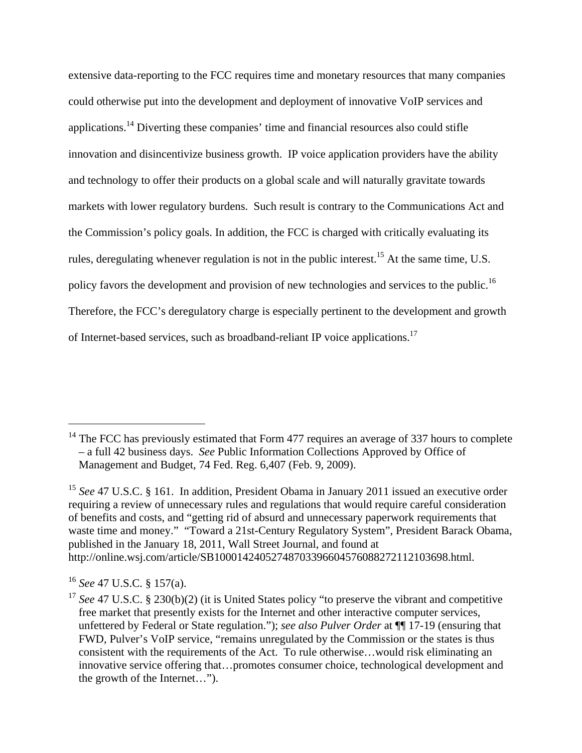extensive data-reporting to the FCC requires time and monetary resources that many companies could otherwise put into the development and deployment of innovative VoIP services and applications.[14] Diverting these companies' time and financial resources also could stifle innovation and disincentivize business growth. IP voice application providers have the ability and technology to offer their products on a global scale and will naturally gravitate towards markets with lower regulatory burdens. Such result is contrary to the Communications Act and the Commission's policy goals. In addition, the FCC is charged with critically evaluating its rules, deregulating whenever regulation is not in the public interest.[15] At the same time, U.S. policy favors the development and provision of new technologies and services to the public.[16] Therefore, the FCC's deregulatory charge is especially pertinent to the development and growth of Internet-based services, such as broadband-reliant IP voice applications.[17]

---

[14] The FCC has previously estimated that Form 477 requires an average of 337 hours to complete – a full 42 business days. *See* Public Information Collections Approved by Office of Management and Budget, 74 Fed. Reg. 6,407 (Feb. 9, 2009).

[15] *See* 47 U.S.C. § 161. In addition, President Obama in January 2011 issued an executive order requiring a review of unnecessary rules and regulations that would require careful consideration of benefits and costs, and "getting rid of absurd and unnecessary paperwork requirements that waste time and money." "Toward a 21st-Century Regulatory System", President Barack Obama, published in the January 18, 2011, Wall Street Journal, and found at http://online.wsj.com/article/SB10001424052748703396604576088272112103698.html.

[16] *See* 47 U.S.C. § 157(a).

[17] *See* 47 U.S.C. § 230(b)(2) (it is United States policy "to preserve the vibrant and competitive free market that presently exists for the Internet and other interactive computer services, unfettered by Federal or State regulation."); *see also Pulver Order* at ¶¶ 17-19 (ensuring that FWD, Pulver's VoIP service, "remains unregulated by the Commission or the states is thus consistent with the requirements of the Act. To rule otherwise…would risk eliminating an innovative service offering that…promotes consumer choice, technological development and the growth of the Internet…").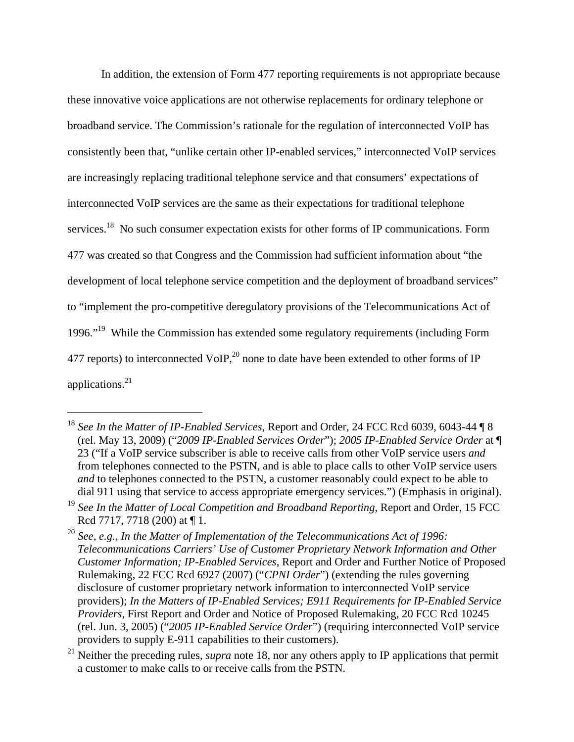In addition, the extension of Form 477 reporting requirements is not appropriate because these innovative voice applications are not otherwise replacements for ordinary telephone or broadband service. The Commission's rationale for the regulation of interconnected VoIP has consistently been that, "unlike certain other IP-enabled services," interconnected VoIP services are increasingly replacing traditional telephone service and that consumers' expectations of interconnected VoIP services are the same as their expectations for traditional telephone services.[18] No such consumer expectation exists for other forms of IP communications. Form 477 was created so that Congress and the Commission had sufficient information about "the development of local telephone service competition and the deployment of broadband services" to "implement the pro-competitive deregulatory provisions of the Telecommunications Act of 1996."[19] While the Commission has extended some regulatory requirements (including Form 477 reports) to interconnected VoIP,[20] none to date have been extended to other forms of IP applications.[21]

---

[18] *See In the Matter of IP-Enabled Services*, Report and Order, 24 FCC Rcd 6039, 6043-44 ¶ 8 (rel. May 13, 2009) ("*2009 IP-Enabled Services Order*"); *2005 IP-Enabled Service Order* at ¶ 23 ("If a VoIP service subscriber is able to receive calls from other VoIP service users *and* from telephones connected to the PSTN, and is able to place calls to other VoIP service users *and* to telephones connected to the PSTN, a customer reasonably could expect to be able to dial 911 using that service to access appropriate emergency services.") (Emphasis in original).

[19] *See In the Matter of Local Competition and Broadband Reporting*, Report and Order, 15 FCC Rcd 7717, 7718 (200) at ¶ 1.

[20] *See, e.g.*, *In the Matter of Implementation of the Telecommunications Act of 1996: Telecommunications Carriers' Use of Customer Proprietary Network Information and Other Customer Information; IP-Enabled Services*, Report and Order and Further Notice of Proposed Rulemaking, 22 FCC Rcd 6927 (2007) ("*CPNI Order*") (extending the rules governing disclosure of customer proprietary network information to interconnected VoIP service providers); *In the Matters of IP-Enabled Services; E911 Requirements for IP-Enabled Service Providers*, First Report and Order and Notice of Proposed Rulemaking, 20 FCC Rcd 10245 (rel. Jun. 3, 2005) ("*2005 IP-Enabled Service Order*") (requiring interconnected VoIP service providers to supply E-911 capabilities to their customers).

[21] Neither the preceding rules, *supra* note 18, nor any others apply to IP applications that permit a customer to make calls to or receive calls from the PSTN.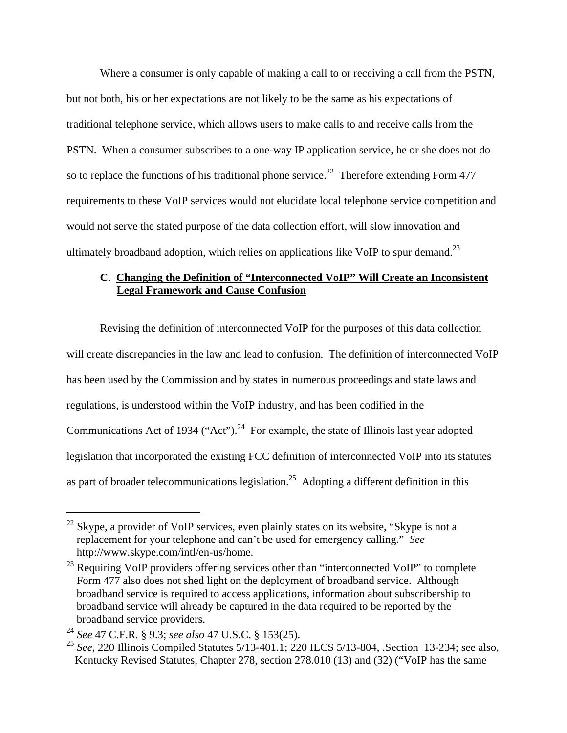Where a consumer is only capable of making a call to or receiving a call from the PSTN, but not both, his or her expectations are not likely to be the same as his expectations of traditional telephone service, which allows users to make calls to and receive calls from the PSTN. When a consumer subscribes to a one-way IP application service, he or she does not do so to replace the functions of his traditional phone service.[22] Therefore extending Form 477 requirements to these VoIP services would not elucidate local telephone service competition and would not serve the stated purpose of the data collection effort, will slow innovation and ultimately broadband adoption, which relies on applications like VoIP to spur demand.[23]

### C. Changing the Definition of "Interconnected VoIP" Will Create an Inconsistent Legal Framework and Cause Confusion

Revising the definition of interconnected VoIP for the purposes of this data collection will create discrepancies in the law and lead to confusion. The definition of interconnected VoIP has been used by the Commission and by states in numerous proceedings and state laws and regulations, is understood within the VoIP industry, and has been codified in the Communications Act of 1934 ("Act").[24] For example, the state of Illinois last year adopted legislation that incorporated the existing FCC definition of interconnected VoIP into its statutes as part of broader telecommunications legislation.[25] Adopting a different definition in this

---

[22] Skype, a provider of VoIP services, even plainly states on its website, "Skype is not a replacement for your telephone and can't be used for emergency calling." *See* http://www.skype.com/intl/en-us/home.

[23] Requiring VoIP providers offering services other than "interconnected VoIP" to complete Form 477 also does not shed light on the deployment of broadband service. Although broadband service is required to access applications, information about subscribership to broadband service will already be captured in the data required to be reported by the broadband service providers.

[24] *See* 47 C.F.R. § 9.3; *see also* 47 U.S.C. § 153(25).

[25] *See*, 220 Illinois Compiled Statutes 5/13-401.1; 220 ILCS 5/13-804, .Section 13-234; see also, Kentucky Revised Statutes, Chapter 278, section 278.010 (13) and (32) ("VoIP has the same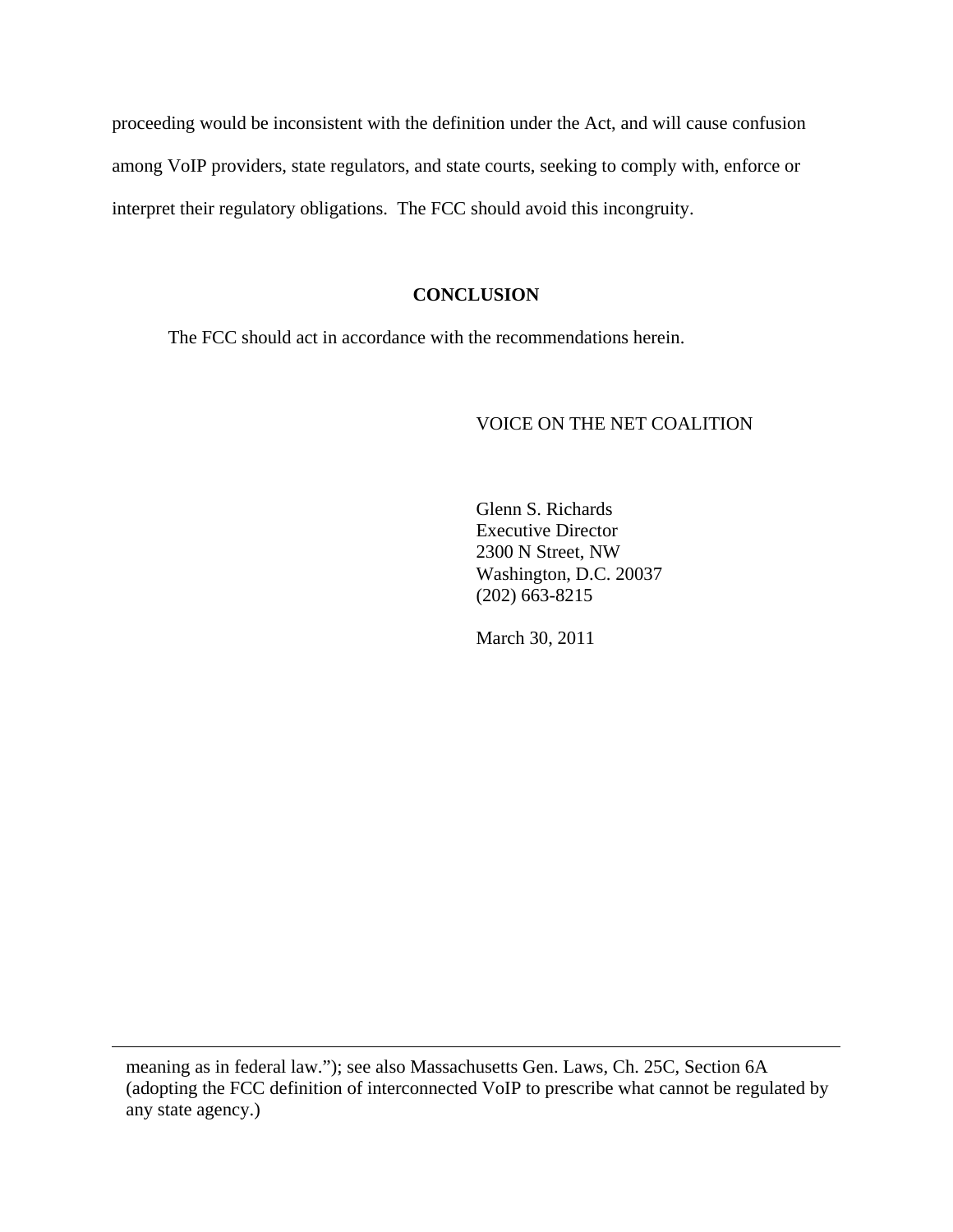proceeding would be inconsistent with the definition under the Act, and will cause confusion among VoIP providers, state regulators, and state courts, seeking to comply with, enforce or interpret their regulatory obligations. The FCC should avoid this incongruity.

## CONCLUSION

The FCC should act in accordance with the recommendations herein.

VOICE ON THE NET COALITION

Glenn S. Richards
Executive Director
2300 N Street, NW
Washington, D.C. 20037
(202) 663-8215

March 30, 2011

---

meaning as in federal law."); see also Massachusetts Gen. Laws, Ch. 25C, Section 6A (adopting the FCC definition of interconnected VoIP to prescribe what cannot be regulated by any state agency.)